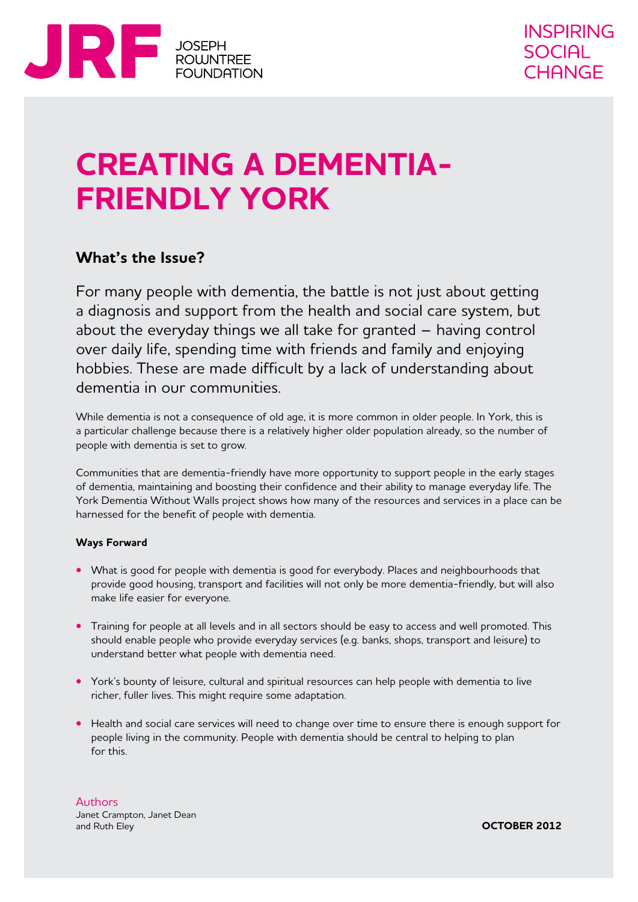JRF JOSEPH ROWNTREE FOUNDATION

INSPIRING SOCIAL CHANGE

# CREATING A DEMENTIA-FRIENDLY YORK

## What's the Issue?

For many people with dementia, the battle is not just about getting a diagnosis and support from the health and social care system, but about the everyday things we all take for granted – having control over daily life, spending time with friends and family and enjoying hobbies. These are made difficult by a lack of understanding about dementia in our communities.

While dementia is not a consequence of old age, it is more common in older people. In York, this is a particular challenge because there is a relatively higher older population already, so the number of people with dementia is set to grow.

Communities that are dementia-friendly have more opportunity to support people in the early stages of dementia, maintaining and boosting their confidence and their ability to manage everyday life. The York Dementia Without Walls project shows how many of the resources and services in a place can be harnessed for the benefit of people with dementia.

#### Ways Forward

- What is good for people with dementia is good for everybody. Places and neighbourhoods that provide good housing, transport and facilities will not only be more dementia-friendly, but will also make life easier for everyone.
- Training for people at all levels and in all sectors should be easy to access and well promoted. This should enable people who provide everyday services (e.g. banks, shops, transport and leisure) to understand better what people with dementia need.
- York's bounty of leisure, cultural and spiritual resources can help people with dementia to live richer, fuller lives. This might require some adaptation.
- Health and social care services will need to change over time to ensure there is enough support for people living in the community. People with dementia should be central to helping to plan for this.

Authors
Janet Crampton, Janet Dean and Ruth Eley

**OCTOBER 2012**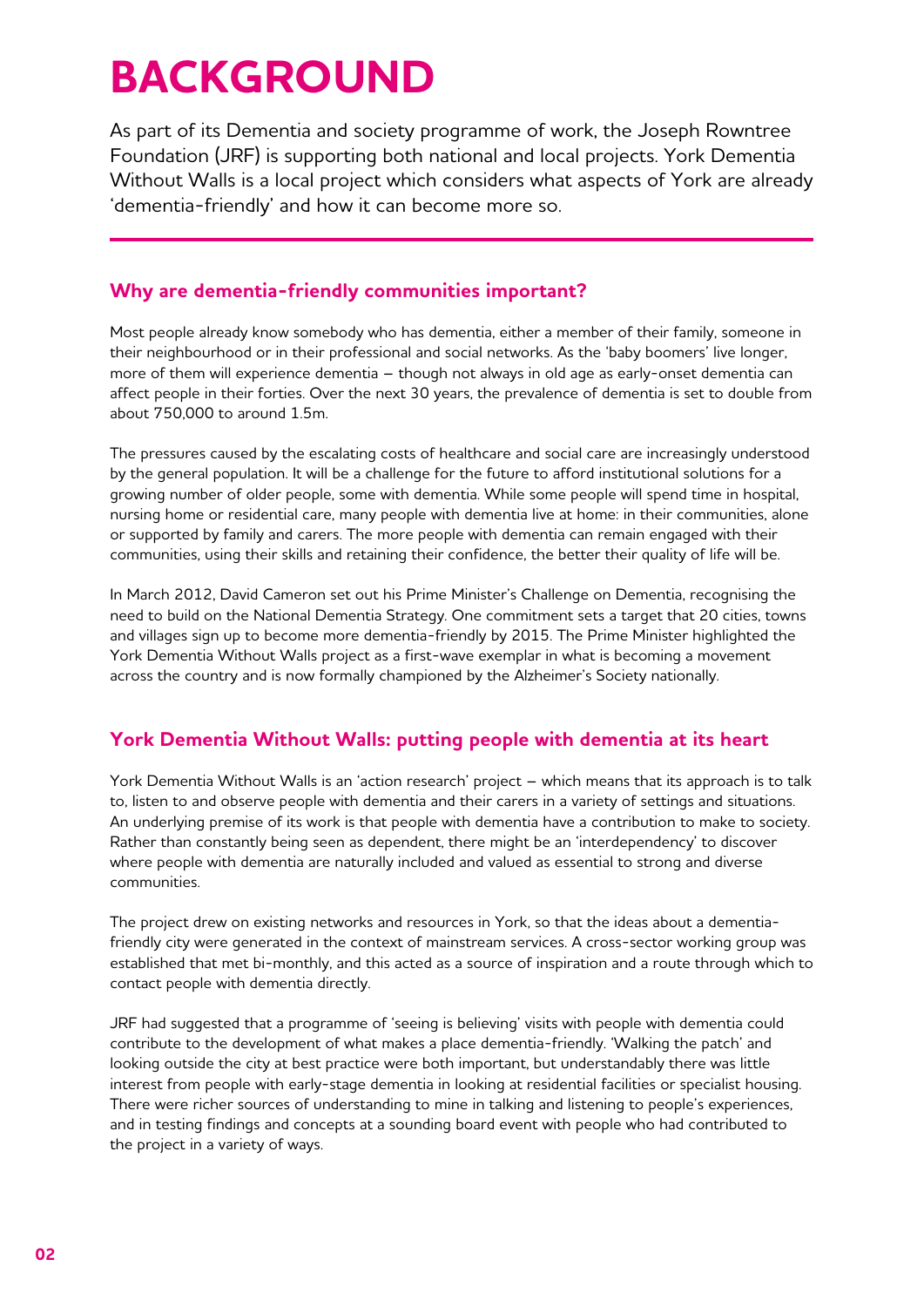# BACKGROUND

As part of its Dementia and society programme of work, the Joseph Rowntree Foundation (JRF) is supporting both national and local projects. York Dementia Without Walls is a local project which considers what aspects of York are already 'dementia-friendly' and how it can become more so.

## Why are dementia-friendly communities important?

Most people already know somebody who has dementia, either a member of their family, someone in their neighbourhood or in their professional and social networks. As the 'baby boomers' live longer, more of them will experience dementia – though not always in old age as early-onset dementia can affect people in their forties. Over the next 30 years, the prevalence of dementia is set to double from about 750,000 to around 1.5m.

The pressures caused by the escalating costs of healthcare and social care are increasingly understood by the general population. It will be a challenge for the future to afford institutional solutions for a growing number of older people, some with dementia. While some people will spend time in hospital, nursing home or residential care, many people with dementia live at home: in their communities, alone or supported by family and carers. The more people with dementia can remain engaged with their communities, using their skills and retaining their confidence, the better their quality of life will be.

In March 2012, David Cameron set out his Prime Minister's Challenge on Dementia, recognising the need to build on the National Dementia Strategy. One commitment sets a target that 20 cities, towns and villages sign up to become more dementia-friendly by 2015. The Prime Minister highlighted the York Dementia Without Walls project as a first-wave exemplar in what is becoming a movement across the country and is now formally championed by the Alzheimer's Society nationally.

## York Dementia Without Walls: putting people with dementia at its heart

York Dementia Without Walls is an 'action research' project – which means that its approach is to talk to, listen to and observe people with dementia and their carers in a variety of settings and situations. An underlying premise of its work is that people with dementia have a contribution to make to society. Rather than constantly being seen as dependent, there might be an 'interdependency' to discover where people with dementia are naturally included and valued as essential to strong and diverse communities.

The project drew on existing networks and resources in York, so that the ideas about a dementia-friendly city were generated in the context of mainstream services. A cross-sector working group was established that met bi-monthly, and this acted as a source of inspiration and a route through which to contact people with dementia directly.

JRF had suggested that a programme of 'seeing is believing' visits with people with dementia could contribute to the development of what makes a place dementia-friendly. 'Walking the patch' and looking outside the city at best practice were both important, but understandably there was little interest from people with early-stage dementia in looking at residential facilities or specialist housing. There were richer sources of understanding to mine in talking and listening to people's experiences, and in testing findings and concepts at a sounding board event with people who had contributed to the project in a variety of ways.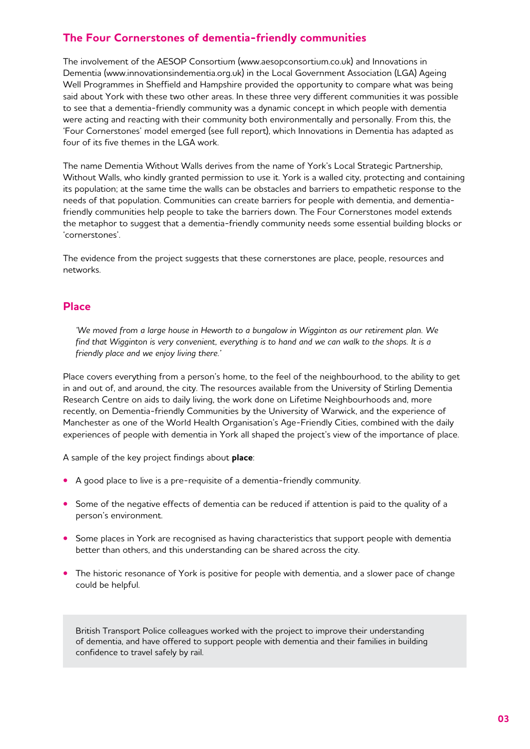## The Four Cornerstones of dementia-friendly communities

The involvement of the AESOP Consortium (www.aesopconsortium.co.uk) and Innovations in Dementia (www.innovationsindementia.org.uk) in the Local Government Association (LGA) Ageing Well Programmes in Sheffield and Hampshire provided the opportunity to compare what was being said about York with these two other areas. In these three very different communities it was possible to see that a dementia-friendly community was a dynamic concept in which people with dementia were acting and reacting with their community both environmentally and personally. From this, the 'Four Cornerstones' model emerged (see full report), which Innovations in Dementia has adapted as four of its five themes in the LGA work.

The name Dementia Without Walls derives from the name of York's Local Strategic Partnership, Without Walls, who kindly granted permission to use it. York is a walled city, protecting and containing its population; at the same time the walls can be obstacles and barriers to empathetic response to the needs of that population. Communities can create barriers for people with dementia, and dementia-friendly communities help people to take the barriers down. The Four Cornerstones model extends the metaphor to suggest that a dementia-friendly community needs some essential building blocks or 'cornerstones'.

The evidence from the project suggests that these cornerstones are place, people, resources and networks.

## Place

> *'We moved from a large house in Heworth to a bungalow in Wigginton as our retirement plan. We find that Wigginton is very convenient, everything is to hand and we can walk to the shops. It is a friendly place and we enjoy living there.'*

Place covers everything from a person's home, to the feel of the neighbourhood, to the ability to get in and out of, and around, the city. The resources available from the University of Stirling Dementia Research Centre on aids to daily living, the work done on Lifetime Neighbourhoods and, more recently, on Dementia-friendly Communities by the University of Warwick, and the experience of Manchester as one of the World Health Organisation's Age-Friendly Cities, combined with the daily experiences of people with dementia in York all shaped the project's view of the importance of place.

A sample of the key project findings about **place**:

- A good place to live is a pre-requisite of a dementia-friendly community.
- Some of the negative effects of dementia can be reduced if attention is paid to the quality of a person's environment.
- Some places in York are recognised as having characteristics that support people with dementia better than others, and this understanding can be shared across the city.
- The historic resonance of York is positive for people with dementia, and a slower pace of change could be helpful.

British Transport Police colleagues worked with the project to improve their understanding of dementia, and have offered to support people with dementia and their families in building confidence to travel safely by rail.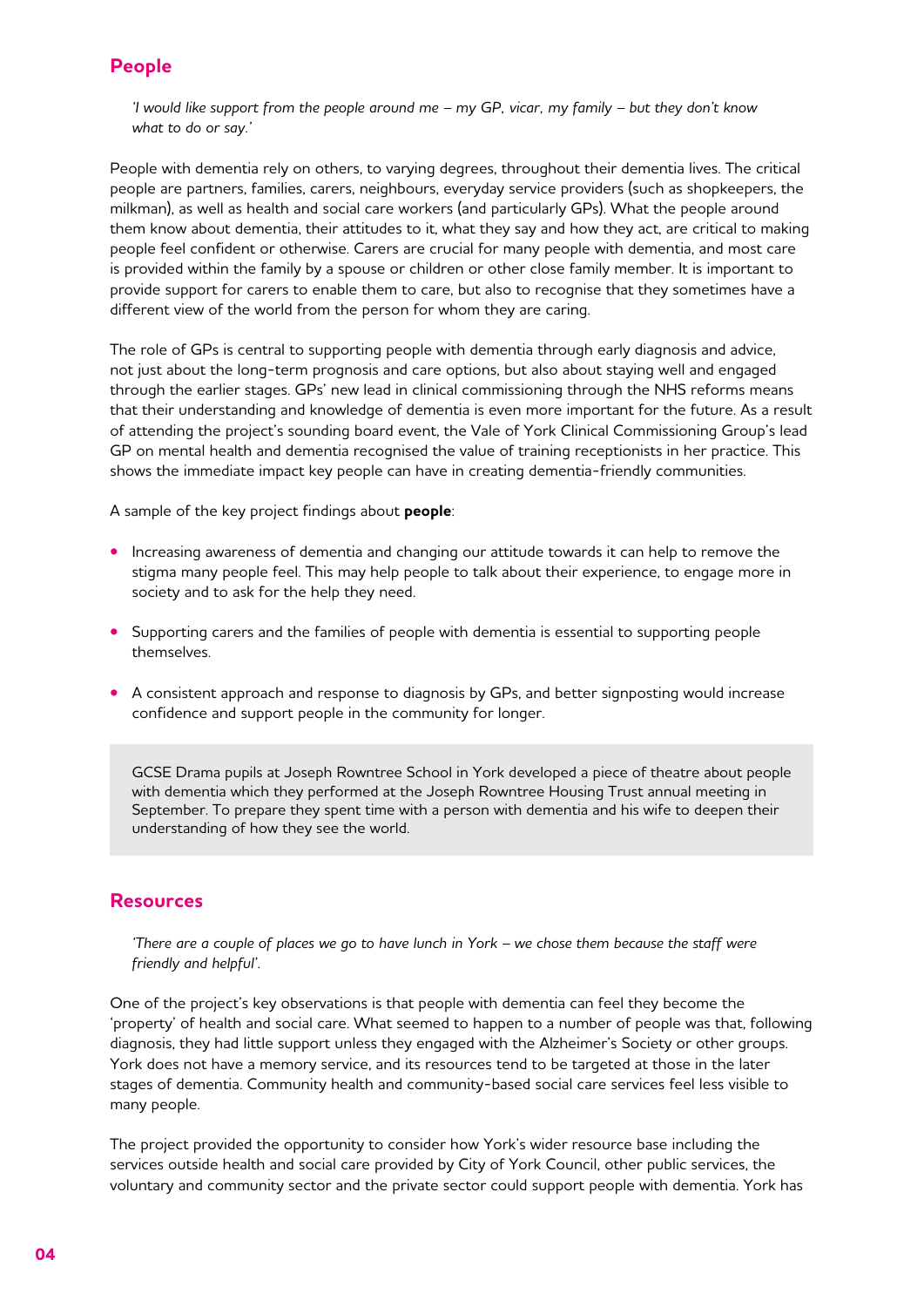## People

*'I would like support from the people around me – my GP, vicar, my family – but they don't know what to do or say.'*

People with dementia rely on others, to varying degrees, throughout their dementia lives. The critical people are partners, families, carers, neighbours, everyday service providers (such as shopkeepers, the milkman), as well as health and social care workers (and particularly GPs). What the people around them know about dementia, their attitudes to it, what they say and how they act, are critical to making people feel confident or otherwise. Carers are crucial for many people with dementia, and most care is provided within the family by a spouse or children or other close family member. It is important to provide support for carers to enable them to care, but also to recognise that they sometimes have a different view of the world from the person for whom they are caring.

The role of GPs is central to supporting people with dementia through early diagnosis and advice, not just about the long-term prognosis and care options, but also about staying well and engaged through the earlier stages. GPs' new lead in clinical commissioning through the NHS reforms means that their understanding and knowledge of dementia is even more important for the future. As a result of attending the project's sounding board event, the Vale of York Clinical Commissioning Group's lead GP on mental health and dementia recognised the value of training receptionists in her practice. This shows the immediate impact key people can have in creating dementia-friendly communities.

A sample of the key project findings about **people**:

- Increasing awareness of dementia and changing our attitude towards it can help to remove the stigma many people feel. This may help people to talk about their experience, to engage more in society and to ask for the help they need.
- Supporting carers and the families of people with dementia is essential to supporting people themselves.
- A consistent approach and response to diagnosis by GPs, and better signposting would increase confidence and support people in the community for longer.

> GCSE Drama pupils at Joseph Rowntree School in York developed a piece of theatre about people with dementia which they performed at the Joseph Rowntree Housing Trust annual meeting in September. To prepare they spent time with a person with dementia and his wife to deepen their understanding of how they see the world.

## Resources

*'There are a couple of places we go to have lunch in York – we chose them because the staff were friendly and helpful'.*

One of the project's key observations is that people with dementia can feel they become the 'property' of health and social care. What seemed to happen to a number of people was that, following diagnosis, they had little support unless they engaged with the Alzheimer's Society or other groups. York does not have a memory service, and its resources tend to be targeted at those in the later stages of dementia. Community health and community-based social care services feel less visible to many people.

The project provided the opportunity to consider how York's wider resource base including the services outside health and social care provided by City of York Council, other public services, the voluntary and community sector and the private sector could support people with dementia. York has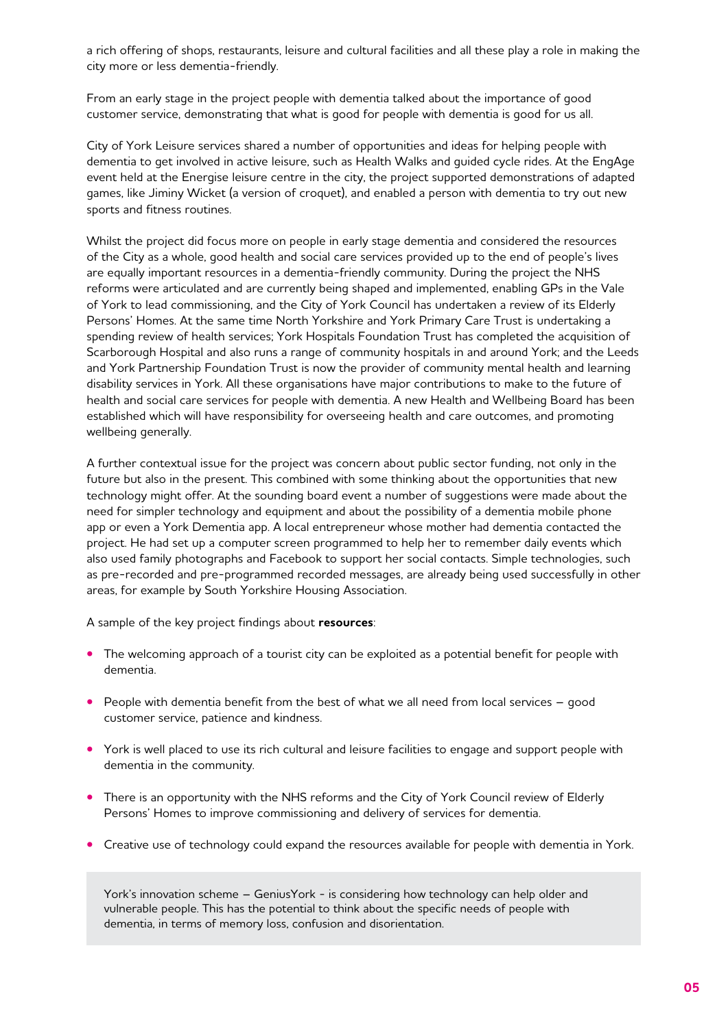a rich offering of shops, restaurants, leisure and cultural facilities and all these play a role in making the city more or less dementia-friendly.

From an early stage in the project people with dementia talked about the importance of good customer service, demonstrating that what is good for people with dementia is good for us all.

City of York Leisure services shared a number of opportunities and ideas for helping people with dementia to get involved in active leisure, such as Health Walks and guided cycle rides. At the EngAge event held at the Energise leisure centre in the city, the project supported demonstrations of adapted games, like Jiminy Wicket (a version of croquet), and enabled a person with dementia to try out new sports and fitness routines.

Whilst the project did focus more on people in early stage dementia and considered the resources of the City as a whole, good health and social care services provided up to the end of people's lives are equally important resources in a dementia-friendly community. During the project the NHS reforms were articulated and are currently being shaped and implemented, enabling GPs in the Vale of York to lead commissioning, and the City of York Council has undertaken a review of its Elderly Persons' Homes. At the same time North Yorkshire and York Primary Care Trust is undertaking a spending review of health services; York Hospitals Foundation Trust has completed the acquisition of Scarborough Hospital and also runs a range of community hospitals in and around York; and the Leeds and York Partnership Foundation Trust is now the provider of community mental health and learning disability services in York. All these organisations have major contributions to make to the future of health and social care services for people with dementia. A new Health and Wellbeing Board has been established which will have responsibility for overseeing health and care outcomes, and promoting wellbeing generally.

A further contextual issue for the project was concern about public sector funding, not only in the future but also in the present. This combined with some thinking about the opportunities that new technology might offer. At the sounding board event a number of suggestions were made about the need for simpler technology and equipment and about the possibility of a dementia mobile phone app or even a York Dementia app. A local entrepreneur whose mother had dementia contacted the project. He had set up a computer screen programmed to help her to remember daily events which also used family photographs and Facebook to support her social contacts. Simple technologies, such as pre-recorded and pre-programmed recorded messages, are already being used successfully in other areas, for example by South Yorkshire Housing Association.

A sample of the key project findings about **resources**:

- The welcoming approach of a tourist city can be exploited as a potential benefit for people with dementia.
- People with dementia benefit from the best of what we all need from local services – good customer service, patience and kindness.
- York is well placed to use its rich cultural and leisure facilities to engage and support people with dementia in the community.
- There is an opportunity with the NHS reforms and the City of York Council review of Elderly Persons' Homes to improve commissioning and delivery of services for dementia.
- Creative use of technology could expand the resources available for people with dementia in York.

York's innovation scheme – GeniusYork - is considering how technology can help older and vulnerable people. This has the potential to think about the specific needs of people with dementia, in terms of memory loss, confusion and disorientation.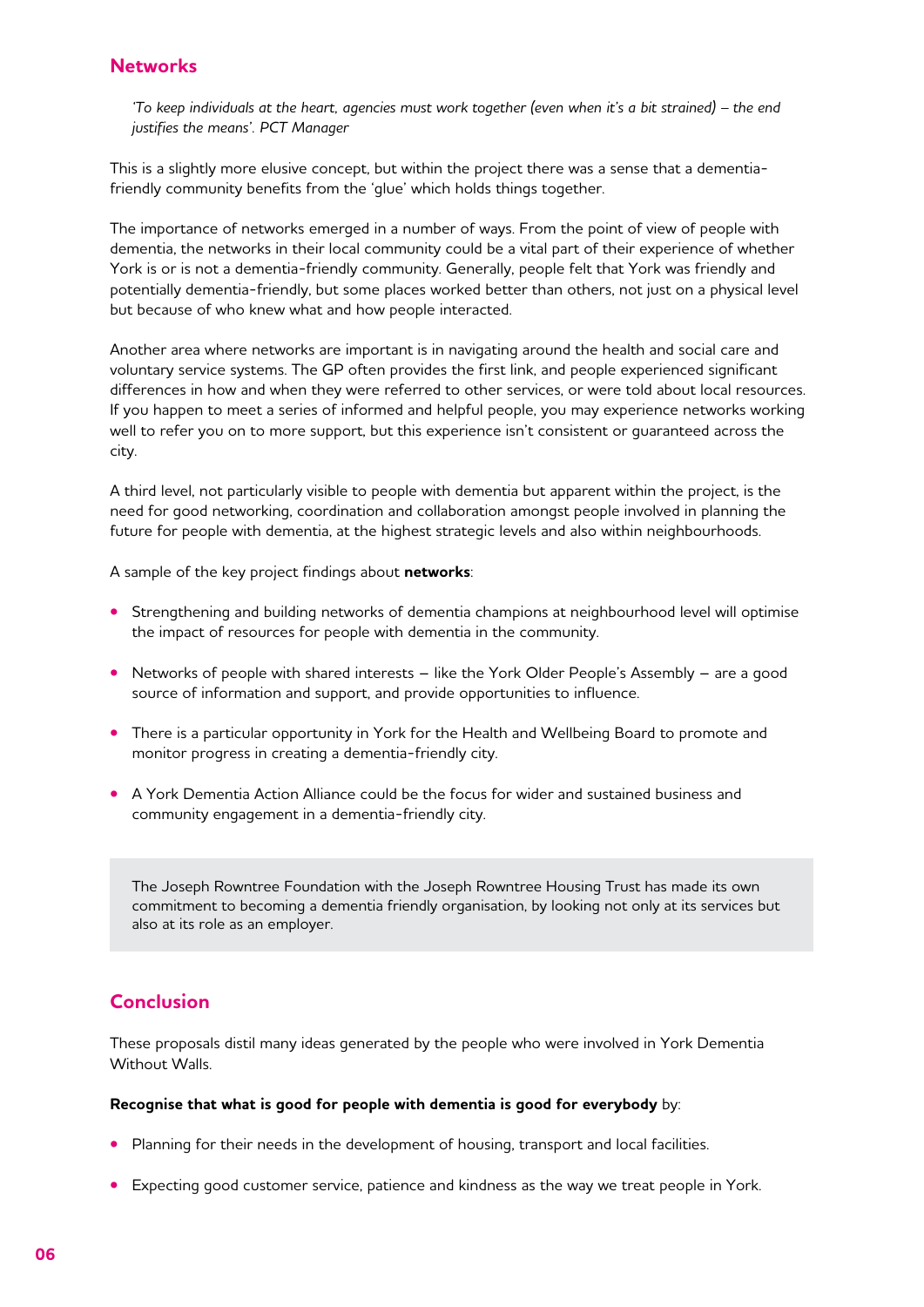## Networks

*'To keep individuals at the heart, agencies must work together (even when it's a bit strained) – the end justifies the means'. PCT Manager*

This is a slightly more elusive concept, but within the project there was a sense that a dementia-friendly community benefits from the 'glue' which holds things together.

The importance of networks emerged in a number of ways. From the point of view of people with dementia, the networks in their local community could be a vital part of their experience of whether York is or is not a dementia-friendly community. Generally, people felt that York was friendly and potentially dementia-friendly, but some places worked better than others, not just on a physical level but because of who knew what and how people interacted.

Another area where networks are important is in navigating around the health and social care and voluntary service systems. The GP often provides the first link, and people experienced significant differences in how and when they were referred to other services, or were told about local resources. If you happen to meet a series of informed and helpful people, you may experience networks working well to refer you on to more support, but this experience isn't consistent or guaranteed across the city.

A third level, not particularly visible to people with dementia but apparent within the project, is the need for good networking, coordination and collaboration amongst people involved in planning the future for people with dementia, at the highest strategic levels and also within neighbourhoods.

A sample of the key project findings about **networks**:

- Strengthening and building networks of dementia champions at neighbourhood level will optimise the impact of resources for people with dementia in the community.
- Networks of people with shared interests – like the York Older People's Assembly – are a good source of information and support, and provide opportunities to influence.
- There is a particular opportunity in York for the Health and Wellbeing Board to promote and monitor progress in creating a dementia-friendly city.
- A York Dementia Action Alliance could be the focus for wider and sustained business and community engagement in a dementia-friendly city.

> The Joseph Rowntree Foundation with the Joseph Rowntree Housing Trust has made its own commitment to becoming a dementia friendly organisation, by looking not only at its services but also at its role as an employer.

## Conclusion

These proposals distil many ideas generated by the people who were involved in York Dementia Without Walls.

**Recognise that what is good for people with dementia is good for everybody** by:

- Planning for their needs in the development of housing, transport and local facilities.
- Expecting good customer service, patience and kindness as the way we treat people in York.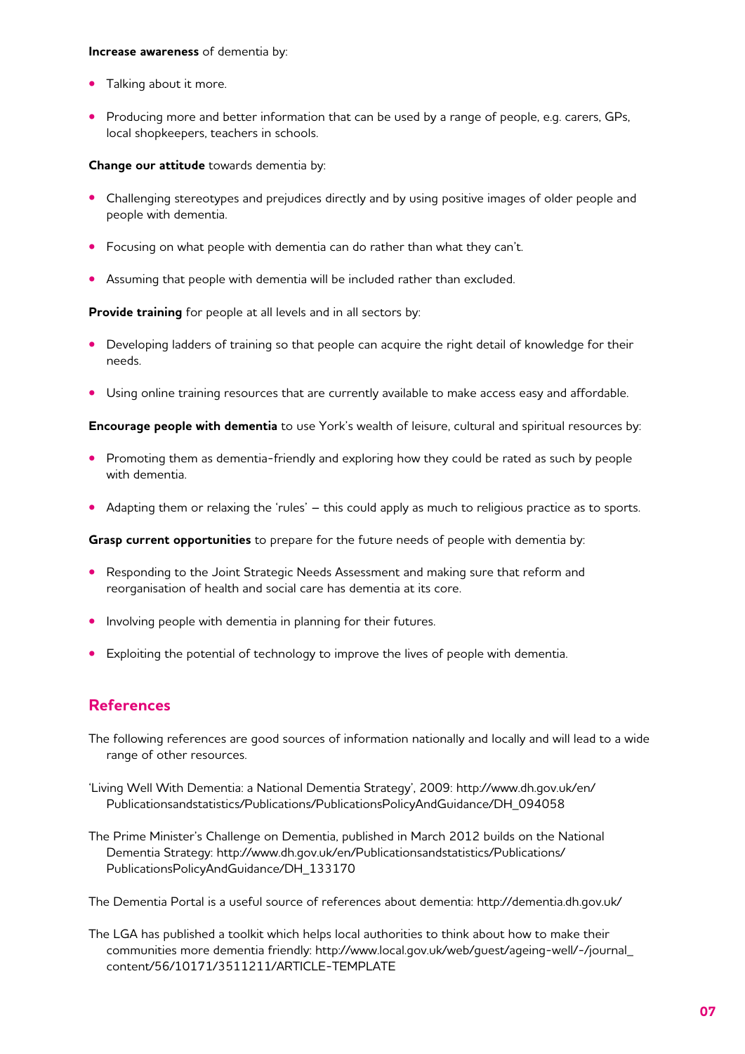**Increase awareness** of dementia by:

- Talking about it more.
- Producing more and better information that can be used by a range of people, e.g. carers, GPs, local shopkeepers, teachers in schools.

**Change our attitude** towards dementia by:

- Challenging stereotypes and prejudices directly and by using positive images of older people and people with dementia.
- Focusing on what people with dementia can do rather than what they can't.
- Assuming that people with dementia will be included rather than excluded.

**Provide training** for people at all levels and in all sectors by:

- Developing ladders of training so that people can acquire the right detail of knowledge for their needs.
- Using online training resources that are currently available to make access easy and affordable.

**Encourage people with dementia** to use York's wealth of leisure, cultural and spiritual resources by:

- Promoting them as dementia-friendly and exploring how they could be rated as such by people with dementia.
- Adapting them or relaxing the 'rules' – this could apply as much to religious practice as to sports.

**Grasp current opportunities** to prepare for the future needs of people with dementia by:

- Responding to the Joint Strategic Needs Assessment and making sure that reform and reorganisation of health and social care has dementia at its core.
- Involving people with dementia in planning for their futures.
- Exploiting the potential of technology to improve the lives of people with dementia.

## References

The following references are good sources of information nationally and locally and will lead to a wide range of other resources.

'Living Well With Dementia: a National Dementia Strategy', 2009: http://www.dh.gov.uk/en/Publicationsandstatistics/Publications/PublicationsPolicyAndGuidance/DH_094058

The Prime Minister's Challenge on Dementia, published in March 2012 builds on the National Dementia Strategy: http://www.dh.gov.uk/en/Publicationsandstatistics/Publications/PublicationsPolicyAndGuidance/DH_133170

The Dementia Portal is a useful source of references about dementia: http://dementia.dh.gov.uk/

The LGA has published a toolkit which helps local authorities to think about how to make their communities more dementia friendly: http://www.local.gov.uk/web/guest/ageing-well/-/journal_content/56/10171/3511211/ARTICLE-TEMPLATE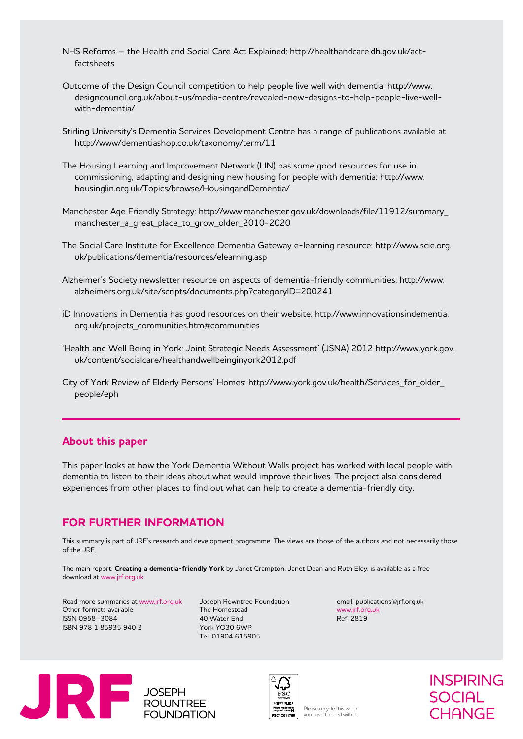NHS Reforms – the Health and Social Care Act Explained: http://healthandcare.dh.gov.uk/act-factsheets

Outcome of the Design Council competition to help people live well with dementia: http://www.designcouncil.org.uk/about-us/media-centre/revealed-new-designs-to-help-people-live-well-with-dementia/

Stirling University's Dementia Services Development Centre has a range of publications available at http://www/dementiashop.co.uk/taxonomy/term/11

The Housing Learning and Improvement Network (LIN) has some good resources for use in commissioning, adapting and designing new housing for people with dementia: http://www.housinglin.org.uk/Topics/browse/HousingandDementia/

Manchester Age Friendly Strategy: http://www.manchester.gov.uk/downloads/file/11912/summary_manchester_a_great_place_to_grow_older_2010-2020

The Social Care Institute for Excellence Dementia Gateway e-learning resource: http://www.scie.org.uk/publications/dementia/resources/elearning.asp

Alzheimer's Society newsletter resource on aspects of dementia-friendly communities: http://www.alzheimers.org.uk/site/scripts/documents.php?categoryID=200241

iD Innovations in Dementia has good resources on their website: http://www.innovationsindementia.org.uk/projects_communities.htm#communities

'Health and Well Being in York: Joint Strategic Needs Assessment' (JSNA) 2012 http://www.york.gov.uk/content/socialcare/healthandwellbeinginyork2012.pdf

City of York Review of Elderly Persons' Homes: http://www.york.gov.uk/health/Services_for_older_people/eph

## About this paper

This paper looks at how the York Dementia Without Walls project has worked with local people with dementia to listen to their ideas about what would improve their lives. The project also considered experiences from other places to find out what can help to create a dementia-friendly city.

## FOR FURTHER INFORMATION

This summary is part of JRF's research and development programme. The views are those of the authors and not necessarily those of the JRF.

The main report, **Creating a dementia-friendly York** by Janet Crampton, Janet Dean and Ruth Eley, is available as a free download at www.jrf.org.uk

Read more summaries at www.jrf.org.uk
Other formats available
ISSN 0958–3084
ISBN 978 1 85935 940 2

Joseph Rowntree Foundation
The Homestead
40 Water End
York YO30 6WP
Tel: 01904 615905

email: publications@jrf.org.uk
www.jrf.org.uk
Ref: 2819

JRF JOSEPH ROWNTREE FOUNDATION

Please recycle this when you have finished with it.

INSPIRING SOCIAL CHANGE